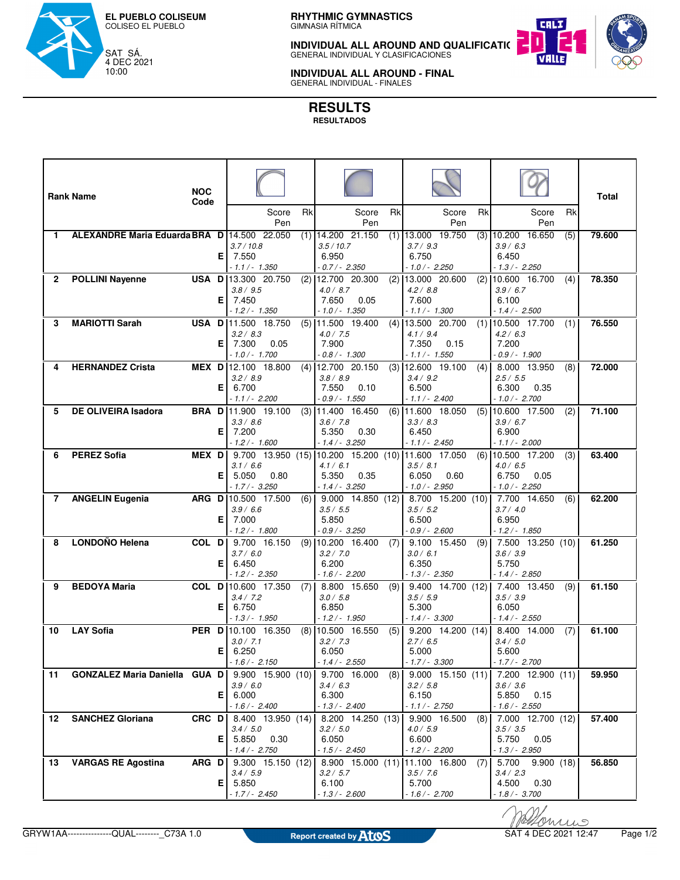**EL PUEBLO COLISEUM**
COLISEO EL PUEBLO

SAT SÁ.
4 DEC 2021
10:00

**RHYTHMIC GYMNASTICS**
GIMNASIA RÍTMICA

**INDIVIDUAL ALL AROUND AND QUALIFICATIC**
GENERAL INDIVIDUAL Y CLASIFICACIONES

**INDIVIDUAL ALL AROUND - FINAL**
GENERAL INDIVIDUAL - FINALES

# RESULTS
**RESULTADOS**

| Rank | Name | NOC Code | | Hoop Score | Hoop Pen | Hoop Rk | Ball Score | Ball Pen | Ball Rk | Clubs Score | Clubs Pen | Clubs Rk | Ribbon Score | Ribbon Pen | Ribbon Rk | Total |
|---|---|---|---|---|---|---|---|---|---|---|---|---|---|---|---|---|
| 1 | ALEXANDRE Maria Eduarda | BRA | D | 14.500 *3.7 / 10.8* | 22.050 | (1) | 14.200 *3.5 / 10.7* | 21.150 | (1) | 13.000 *3.7 / 9.3* | 19.750 | (3) | 10.200 *3.9 / 6.3* | 16.650 | (5) | 79.600 |
| | | | E | 7.550 *- 1.1 / - 1.350* | | | 6.950 *- 0.7 / - 2.350* | | | 6.750 *- 1.0 / - 2.250* | | | 6.450 *- 1.3 / - 2.250* | | | |
| 2 | POLLINI Nayenne | USA | D | 13.300 *3.8 / 9.5* | 20.750 | (2) | 12.700 *4.0 / 8.7* | 20.300 | (2) | 13.000 *4.2 / 8.8* | 20.600 | (2) | 10.600 *3.9 / 6.7* | 16.700 | (4) | 78.350 |
| | | | E | 7.450 *- 1.2 / - 1.350* | | | 7.650 *- 1.0 / - 1.350* | 0.05 | | 7.600 *- 1.1 / - 1.300* | | | 6.100 *- 1.4 / - 2.500* | | | |
| 3 | MARIOTTI Sarah | USA | D | 11.500 *3.2 / 8.3* | 18.750 | (5) | 11.500 *4.0 / 7.5* | 19.400 | (4) | 13.500 *4.1 / 9.4* | 20.700 | (1) | 10.500 *4.2 / 6.3* | 17.700 | (1) | 76.550 |
| | | | E | 7.300 *- 1.0 / - 1.700* | 0.05 | | 7.900 *- 0.8 / - 1.300* | | | 7.350 *- 1.1 / - 1.550* | 0.15 | | 7.200 *- 0.9 / - 1.900* | | | |
| 4 | HERNANDEZ Crista | MEX | D | 12.100 *3.2 / 8.9* | 18.800 | (4) | 12.700 *3.8 / 8.9* | 20.150 | (3) | 12.600 *3.4 / 9.2* | 19.100 | (4) | 8.000 *2.5 / 5.5* | 13.950 | (8) | 72.000 |
| | | | E | 6.700 *- 1.1 / - 2.200* | | | 7.550 *- 0.9 / - 1.550* | 0.10 | | 6.500 *- 1.1 / - 2.400* | | | 6.300 *- 1.0 / - 2.700* | 0.35 | | |
| 5 | DE OLIVEIRA Isadora | BRA | D | 11.900 *3.3 / 8.6* | 19.100 | (3) | 11.400 *3.6 / 7.8* | 16.450 | (6) | 11.600 *3.3 / 8.3* | 18.050 | (5) | 10.600 *3.9 / 6.7* | 17.500 | (2) | 71.100 |
| | | | E | 7.200 *- 1.2 / - 1.600* | | | 5.350 *- 1.4 / - 3.250* | 0.30 | | 6.450 *- 1.1 / - 2.450* | | | 6.900 *- 1.1 / - 2.000* | | | |
| 6 | PEREZ Sofia | MEX | D | 9.700 *3.1 / 6.6* | 13.950 | (15) | 10.200 *4.1 / 6.1* | 15.200 | (10) | 11.600 *3.5 / 8.1* | 17.050 | (6) | 10.500 *4.0 / 6.5* | 17.200 | (3) | 63.400 |
| | | | E | 5.050 *- 1.7 / - 3.250* | 0.80 | | 5.350 *- 1.4 / - 3.250* | 0.35 | | 6.050 *- 1.0 / - 2.950* | 0.60 | | 6.750 *- 1.0 / - 2.250* | 0.05 | | |
| 7 | ANGELIN Eugenia | ARG | D | 10.500 *3.9 / 6.6* | 17.500 | (6) | 9.000 *3.5 / 5.5* | 14.850 | (12) | 8.700 *3.5 / 5.2* | 15.200 | (10) | 7.700 *3.7 / 4.0* | 14.650 | (6) | 62.200 |
| | | | E | 7.000 *- 1.2 / - 1.800* | | | 5.850 *- 0.9 / - 3.250* | | | 6.500 *- 0.9 / - 2.600* | | | 6.950 *- 1.2 / - 1.850* | | | |
| 8 | LONDOÑO Helena | COL | D | 9.700 *3.7 / 6.0* | 16.150 | (9) | 10.200 *3.2 / 7.0* | 16.400 | (7) | 9.100 *3.0 / 6.1* | 15.450 | (9) | 7.500 *3.6 / 3.9* | 13.250 | (10) | 61.250 |
| | | | E | 6.450 *- 1.2 / - 2.350* | | | 6.200 *- 1.6 / - 2.200* | | | 6.350 *- 1.3 / - 2.350* | | | 5.750 *- 1.4 / - 2.850* | | | |
| 9 | BEDOYA Maria | COL | D | 10.600 *3.4 / 7.2* | 17.350 | (7) | 8.800 *3.0 / 5.8* | 15.650 | (9) | 9.400 *3.5 / 5.9* | 14.700 | (12) | 7.400 *3.5 / 3.9* | 13.450 | (9) | 61.150 |
| | | | E | 6.750 *- 1.3 / - 1.950* | | | 6.850 *- 1.2 / - 1.950* | | | 5.300 *- 1.4 / - 3.300* | | | 6.050 *- 1.4 / - 2.550* | | | |
| 10 | LAY Sofia | PER | D | 10.100 *3.0 / 7.1* | 16.350 | (8) | 10.500 *3.2 / 7.3* | 16.550 | (5) | 9.200 *2.7 / 6.5* | 14.200 | (14) | 8.400 *3.4 / 5.0* | 14.000 | (7) | 61.100 |
| | | | E | 6.250 *- 1.6 / - 2.150* | | | 6.050 *- 1.4 / - 2.550* | | | 5.000 *- 1.7 / - 3.300* | | | 5.600 *- 1.7 / - 2.700* | | | |
| 11 | GONZALEZ Maria Daniella | GUA | D | 9.900 *3.9 / 6.0* | 15.900 | (10) | 9.700 *3.4 / 6.3* | 16.000 | (8) | 9.000 *3.2 / 5.8* | 15.150 | (11) | 7.200 *3.6 / 3.6* | 12.900 | (11) | 59.950 |
| | | | E | 6.000 *- 1.6 / - 2.400* | | | 6.300 *- 1.3 / - 2.400* | | | 6.150 *- 1.1 / - 2.750* | | | 5.850 *- 1.6 / - 2.550* | 0.15 | | |
| 12 | SANCHEZ Gloriana | CRC | D | 8.400 *3.4 / 5.0* | 13.950 | (14) | 8.200 *3.2 / 5.0* | 14.250 | (13) | 9.900 *4.0 / 5.9* | 16.500 | (8) | 7.000 *3.5 / 3.5* | 12.700 | (12) | 57.400 |
| | | | E | 5.850 *- 1.4 / - 2.750* | 0.30 | | 6.050 *- 1.5 / - 2.450* | | | 6.600 *- 1.2 / - 2.200* | | | 5.750 *- 1.3 / - 2.950* | 0.05 | | |
| 13 | VARGAS RE Agostina | ARG | D | 9.300 *3.4 / 5.9* | 15.150 | (12) | 8.900 *3.2 / 5.7* | 15.000 | (11) | 11.100 *3.5 / 7.6* | 16.800 | (7) | 5.700 *3.4 / 2.3* | 9.900 | (18) | 56.850 |
| | | | E | 5.850 *- 1.7 / - 2.450* | | | 6.100 *- 1.3 / - 2.600* | | | 5.700 *- 1.6 / - 2.700* | | | 4.500 *- 1.8 / - 3.700* | 0.30 | | |

GRYW1AA---------------QUAL--------_C73A 1.0 — Report created by Atos — SAT 4 DEC 2021 12:47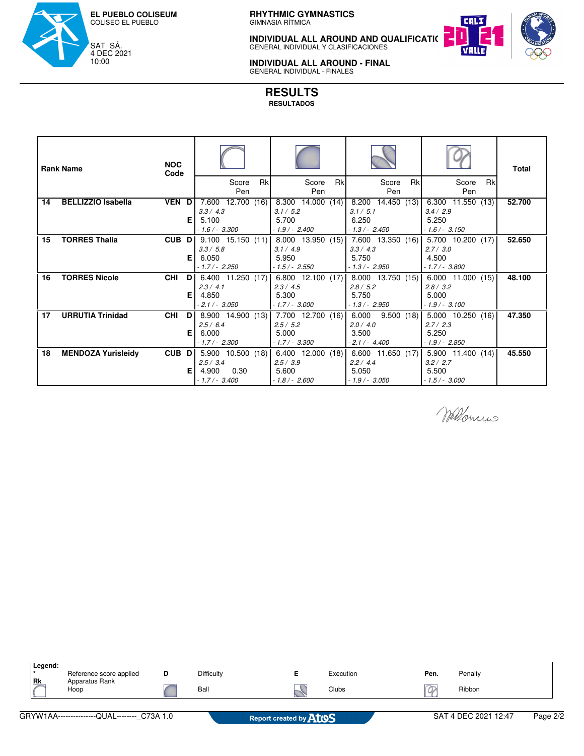EL PUEBLO COLISEUM
COLISEO EL PUEBLO

SAT SÁ.
4 DEC 2021
10:00

RHYTHMIC GYMNASTICS
GIMNASIA RÍTMICA

INDIVIDUAL ALL AROUND AND QUALIFICATIC
GENERAL INDIVIDUAL Y CLASIFICACIONES

INDIVIDUAL ALL AROUND - FINAL
GENERAL INDIVIDUAL - FINALES

# RESULTS
**RESULTADOS**

| Rank | Name | NOC Code | | Hoop Score / Pen | Hoop Rk | Ball Score / Pen | Ball Rk | Clubs Score / Pen | Clubs Rk | Ribbon Score / Pen | Ribbon Rk | Total |
|---|---|---|---|---|---|---|---|---|---|---|---|---|
| 14 | BELLIZZIO Isabella | VEN | D | 7.600 12.700 | (16) | 8.300 14.000 | (14) | 8.200 14.450 | (13) | 6.300 11.550 | (13) | 52.700 |
| | | | | *3.3 / 4.3* | | *3.1 / 5.2* | | *3.1 / 5.1* | | *3.4 / 2.9* | | |
| | | | E | 5.100 | | 5.700 | | 6.250 | | 5.250 | | |
| | | | | *- 1.6 / - 3.300* | | *- 1.9 / - 2.400* | | *- 1.3 / - 2.450* | | *- 1.6 / - 3.150* | | |
| 15 | TORRES Thalia | CUB | D | 9.100 15.150 | (11) | 8.000 13.950 | (15) | 7.600 13.350 | (16) | 5.700 10.200 | (17) | 52.650 |
| | | | | *3.3 / 5.8* | | *3.1 / 4.9* | | *3.3 / 4.3* | | *2.7 / 3.0* | | |
| | | | E | 6.050 | | 5.950 | | 5.750 | | 4.500 | | |
| | | | | *- 1.7 / - 2.250* | | *- 1.5 / - 2.550* | | *- 1.3 / - 2.950* | | *- 1.7 / - 3.800* | | |
| 16 | TORRES Nicole | CHI | D | 6.400 11.250 | (17) | 6.800 12.100 | (17) | 8.000 13.750 | (15) | 6.000 11.000 | (15) | 48.100 |
| | | | | *2.3 / 4.1* | | *2.3 / 4.5* | | *2.8 / 5.2* | | *2.8 / 3.2* | | |
| | | | E | 4.850 | | 5.300 | | 5.750 | | 5.000 | | |
| | | | | *- 2.1 / - 3.050* | | *- 1.7 / - 3.000* | | *- 1.3 / - 2.950* | | *- 1.9 / - 3.100* | | |
| 17 | URRUTIA Trinidad | CHI | D | 8.900 14.900 | (13) | 7.700 12.700 | (16) | 6.000 9.500 | (18) | 5.000 10.250 | (16) | 47.350 |
| | | | | *2.5 / 6.4* | | *2.5 / 5.2* | | *2.0 / 4.0* | | *2.7 / 2.3* | | |
| | | | E | 6.000 | | 5.000 | | 3.500 | | 5.250 | | |
| | | | | *- 1.7 / - 2.300* | | *- 1.7 / - 3.300* | | *- 2.1 / - 4.400* | | *- 1.9 / - 2.850* | | |
| 18 | MENDOZA Yurisleidy | CUB | D | 5.900 10.500 | (18) | 6.400 12.000 | (18) | 6.600 11.650 | (17) | 5.900 11.400 | (14) | 45.550 |
| | | | | *2.5 / 3.4* | | *2.5 / 3.9* | | *2.2 / 4.4* | | *3.2 / 2.7* | | |
| | | | E | 4.900 0.30 | | 5.600 | | 5.050 | | 5.500 | | |
| | | | | *- 1.7 / - 3.400* | | *- 1.8 / - 2.600* | | *- 1.9 / - 3.050* | | *- 1.5 / - 3.000* | | |

**Legend:**

| | | | | | | | |
|---|---|---|---|---|---|---|---|
| * | Reference score applied | D | Difficulty | E | Execution | Pen. | Penalty |
| Rk | Apparatus Rank | | | | | | |
| (Hoop) | Hoop | (Ball) | Ball | (Clubs) | Clubs | (Ribbon) | Ribbon |

GRYW1AA---------------QUAL--------_C73A 1.0 Report created by Atos SAT 4 DEC 2021 12:47